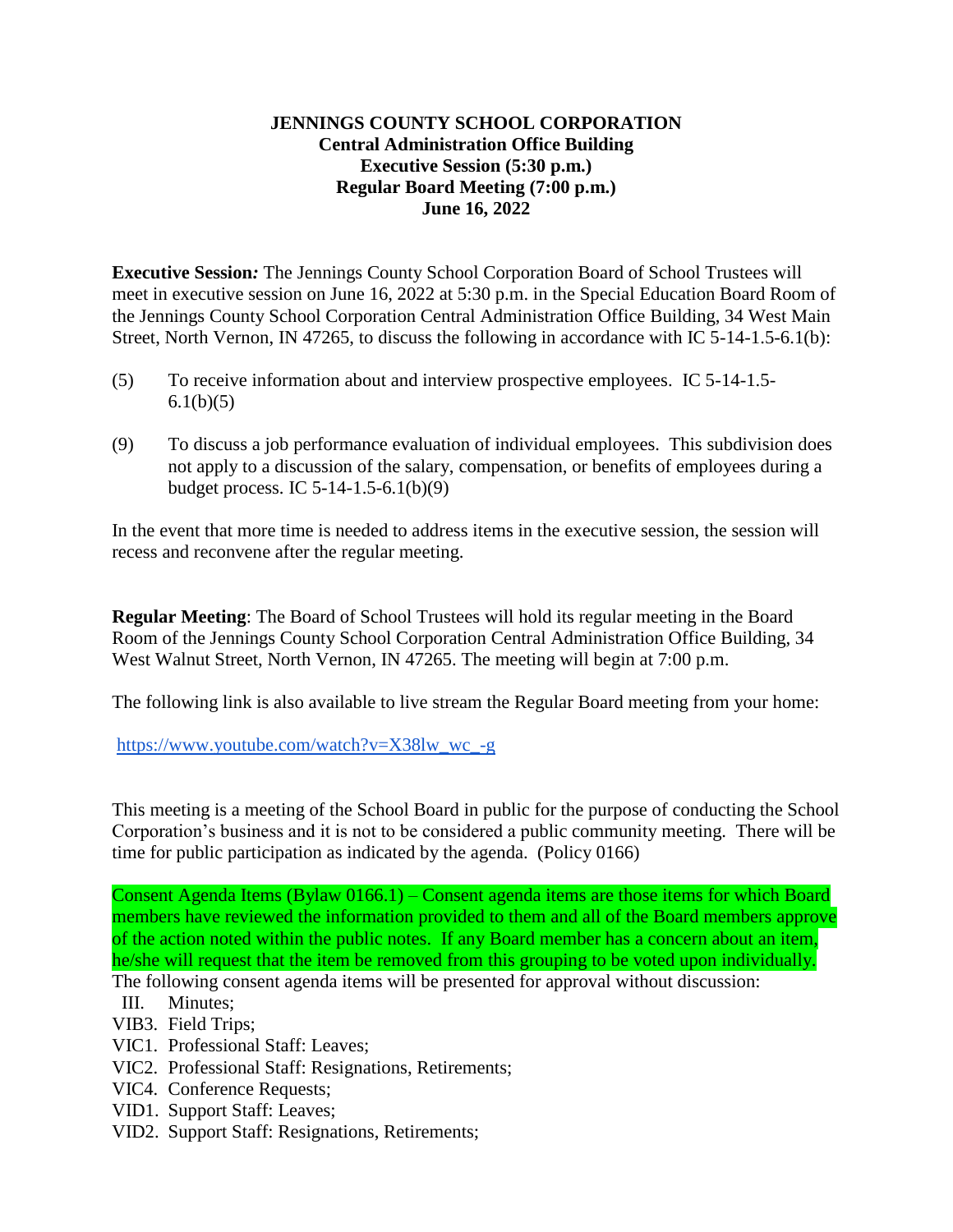**JENNINGS COUNTY SCHOOL CORPORATION**
**Central Administration Office Building**
**Executive Session (5:30 p.m.)**
**Regular Board Meeting (7:00 p.m.)**
**June 16, 2022**

**Executive Session*:*** The Jennings County School Corporation Board of School Trustees will meet in executive session on June 16, 2022 at 5:30 p.m. in the Special Education Board Room of the Jennings County School Corporation Central Administration Office Building, 34 West Main Street, North Vernon, IN 47265, to discuss the following in accordance with IC 5-14-1.5-6.1(b):

(5) To receive information about and interview prospective employees. IC 5-14-1.5-6.1(b)(5)

(9) To discuss a job performance evaluation of individual employees. This subdivision does not apply to a discussion of the salary, compensation, or benefits of employees during a budget process. IC 5-14-1.5-6.1(b)(9)

In the event that more time is needed to address items in the executive session, the session will recess and reconvene after the regular meeting.

**Regular Meeting**: The Board of School Trustees will hold its regular meeting in the Board Room of the Jennings County School Corporation Central Administration Office Building, 34 West Walnut Street, North Vernon, IN 47265. The meeting will begin at 7:00 p.m.

The following link is also available to live stream the Regular Board meeting from your home:

https://www.youtube.com/watch?v=X38lw_wc_-g

This meeting is a meeting of the School Board in public for the purpose of conducting the School Corporation's business and it is not to be considered a public community meeting. There will be time for public participation as indicated by the agenda. (Policy 0166)

Consent Agenda Items (Bylaw 0166.1) – Consent agenda items are those items for which Board members have reviewed the information provided to them and all of the Board members approve of the action noted within the public notes. If any Board member has a concern about an item, he/she will request that the item be removed from this grouping to be voted upon individually. The following consent agenda items will be presented for approval without discussion:

III. Minutes;
VIB3. Field Trips;
VIC1. Professional Staff: Leaves;
VIC2. Professional Staff: Resignations, Retirements;
VIC4. Conference Requests;
VID1. Support Staff: Leaves;
VID2. Support Staff: Resignations, Retirements;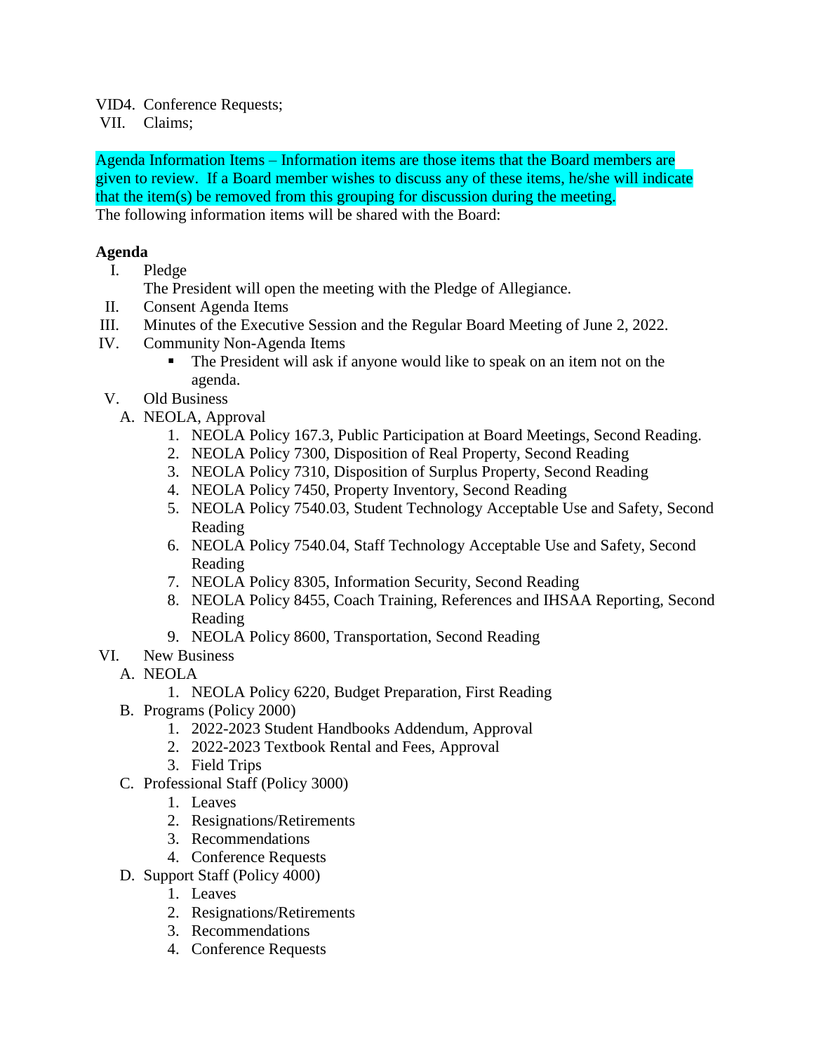VID4. Conference Requests;
VII. Claims;

Agenda Information Items – Information items are those items that the Board members are given to review. If a Board member wishes to discuss any of these items, he/she will indicate that the item(s) be removed from this grouping for discussion during the meeting.
The following information items will be shared with the Board:

**Agenda**

I. Pledge
   The President will open the meeting with the Pledge of Allegiance.
II. Consent Agenda Items
III. Minutes of the Executive Session and the Regular Board Meeting of June 2, 2022.
IV. Community Non-Agenda Items
   - The President will ask if anyone would like to speak on an item not on the agenda.
V. Old Business
   A. NEOLA, Approval
      1. NEOLA Policy 167.3, Public Participation at Board Meetings, Second Reading.
      2. NEOLA Policy 7300, Disposition of Real Property, Second Reading
      3. NEOLA Policy 7310, Disposition of Surplus Property, Second Reading
      4. NEOLA Policy 7450, Property Inventory, Second Reading
      5. NEOLA Policy 7540.03, Student Technology Acceptable Use and Safety, Second Reading
      6. NEOLA Policy 7540.04, Staff Technology Acceptable Use and Safety, Second Reading
      7. NEOLA Policy 8305, Information Security, Second Reading
      8. NEOLA Policy 8455, Coach Training, References and IHSAA Reporting, Second Reading
      9. NEOLA Policy 8600, Transportation, Second Reading
VI. New Business
   A. NEOLA
      1. NEOLA Policy 6220, Budget Preparation, First Reading
   B. Programs (Policy 2000)
      1. 2022-2023 Student Handbooks Addendum, Approval
      2. 2022-2023 Textbook Rental and Fees, Approval
      3. Field Trips
   C. Professional Staff (Policy 3000)
      1. Leaves
      2. Resignations/Retirements
      3. Recommendations
      4. Conference Requests
   D. Support Staff (Policy 4000)
      1. Leaves
      2. Resignations/Retirements
      3. Recommendations
      4. Conference Requests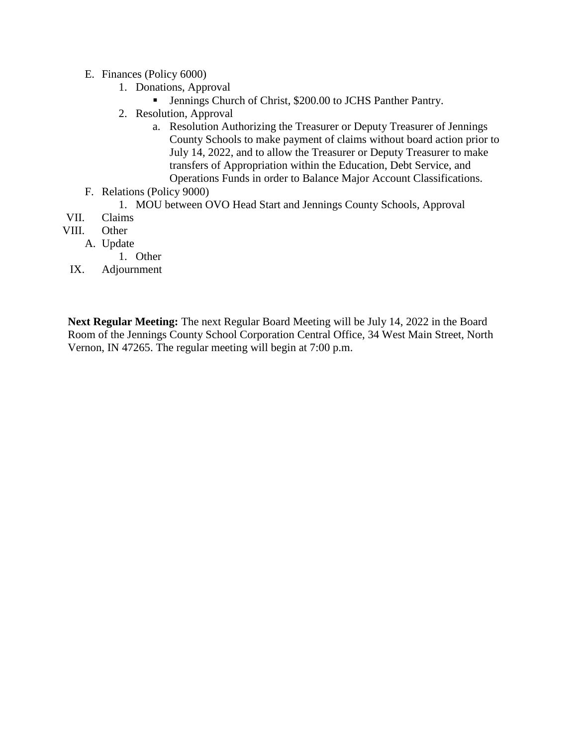- E. Finances (Policy 6000)
  1. Donations, Approval
     - Jennings Church of Christ, $200.00 to JCHS Panther Pantry.
  2. Resolution, Approval
     - a. Resolution Authorizing the Treasurer or Deputy Treasurer of Jennings County Schools to make payment of claims without board action prior to July 14, 2022, and to allow the Treasurer or Deputy Treasurer to make transfers of Appropriation within the Education, Debt Service, and Operations Funds in order to Balance Major Account Classifications.
- F. Relations (Policy 9000)
  1. MOU between OVO Head Start and Jennings County Schools, Approval

VII. Claims

VIII. Other
- A. Update
  1. Other

IX. Adjournment

**Next Regular Meeting:** The next Regular Board Meeting will be July 14, 2022 in the Board Room of the Jennings County School Corporation Central Office, 34 West Main Street, North Vernon, IN 47265. The regular meeting will begin at 7:00 p.m.